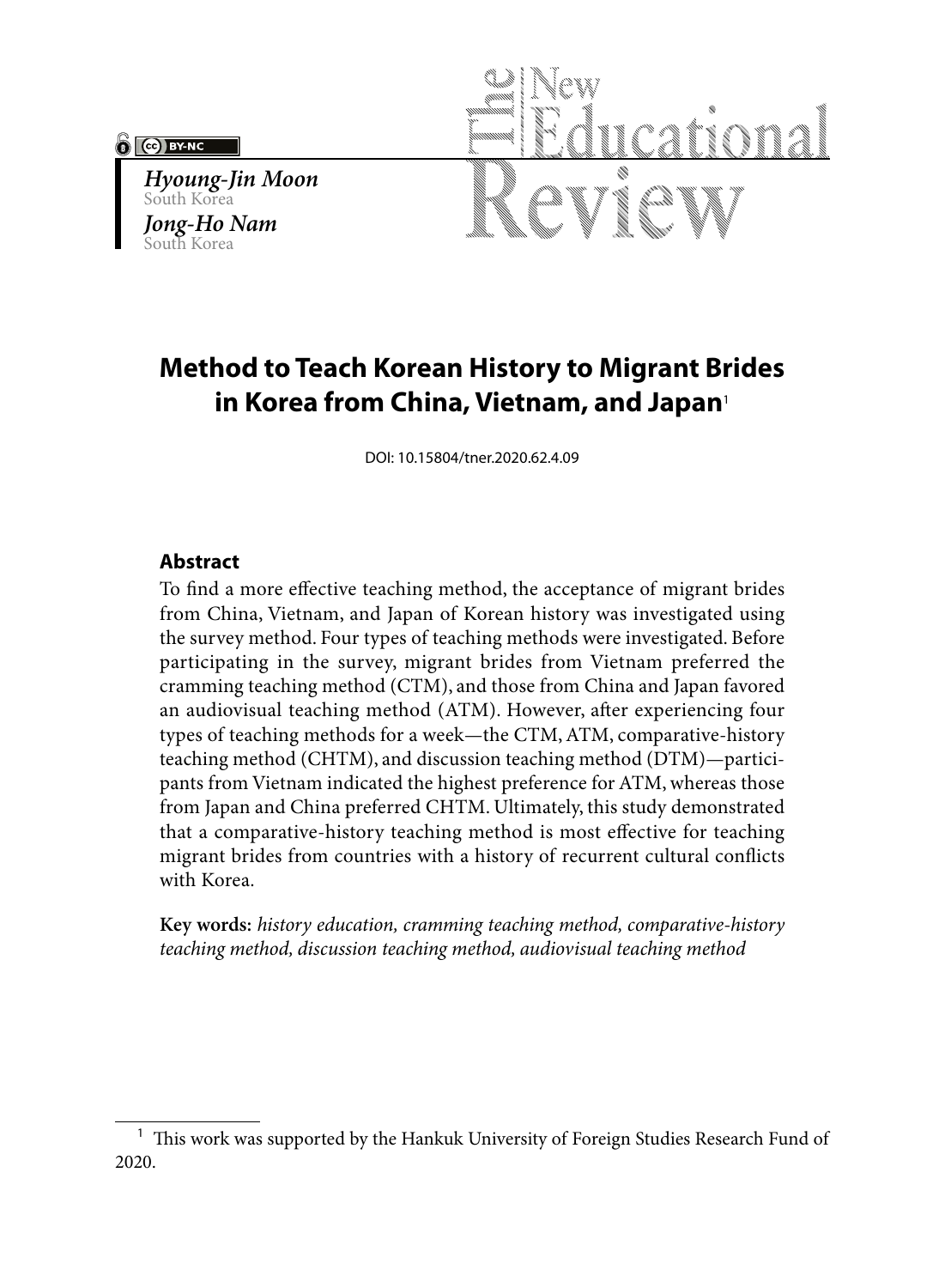*Hyoung-Jin Moon*
South Korea
*Jong-Ho Nam*
South Korea

# Method to Teach Korean History to Migrant Brides in Korea from China, Vietnam, and Japan[1]

DOI: 10.15804/tner.2020.62.4.09

## Abstract

To find a more effective teaching method, the acceptance of migrant brides from China, Vietnam, and Japan of Korean history was investigated using the survey method. Four types of teaching methods were investigated. Before participating in the survey, migrant brides from Vietnam preferred the cramming teaching method (CTM), and those from China and Japan favored an audiovisual teaching method (ATM). However, after experiencing four types of teaching methods for a week—the CTM, ATM, comparative-history teaching method (CHTM), and discussion teaching method (DTM)—participants from Vietnam indicated the highest preference for ATM, whereas those from Japan and China preferred CHTM. Ultimately, this study demonstrated that a comparative-history teaching method is most effective for teaching migrant brides from countries with a history of recurrent cultural conflicts with Korea.

**Key words:** *history education, cramming teaching method, comparative-history teaching method, discussion teaching method, audiovisual teaching method*

---

[1] This work was supported by the Hankuk University of Foreign Studies Research Fund of 2020.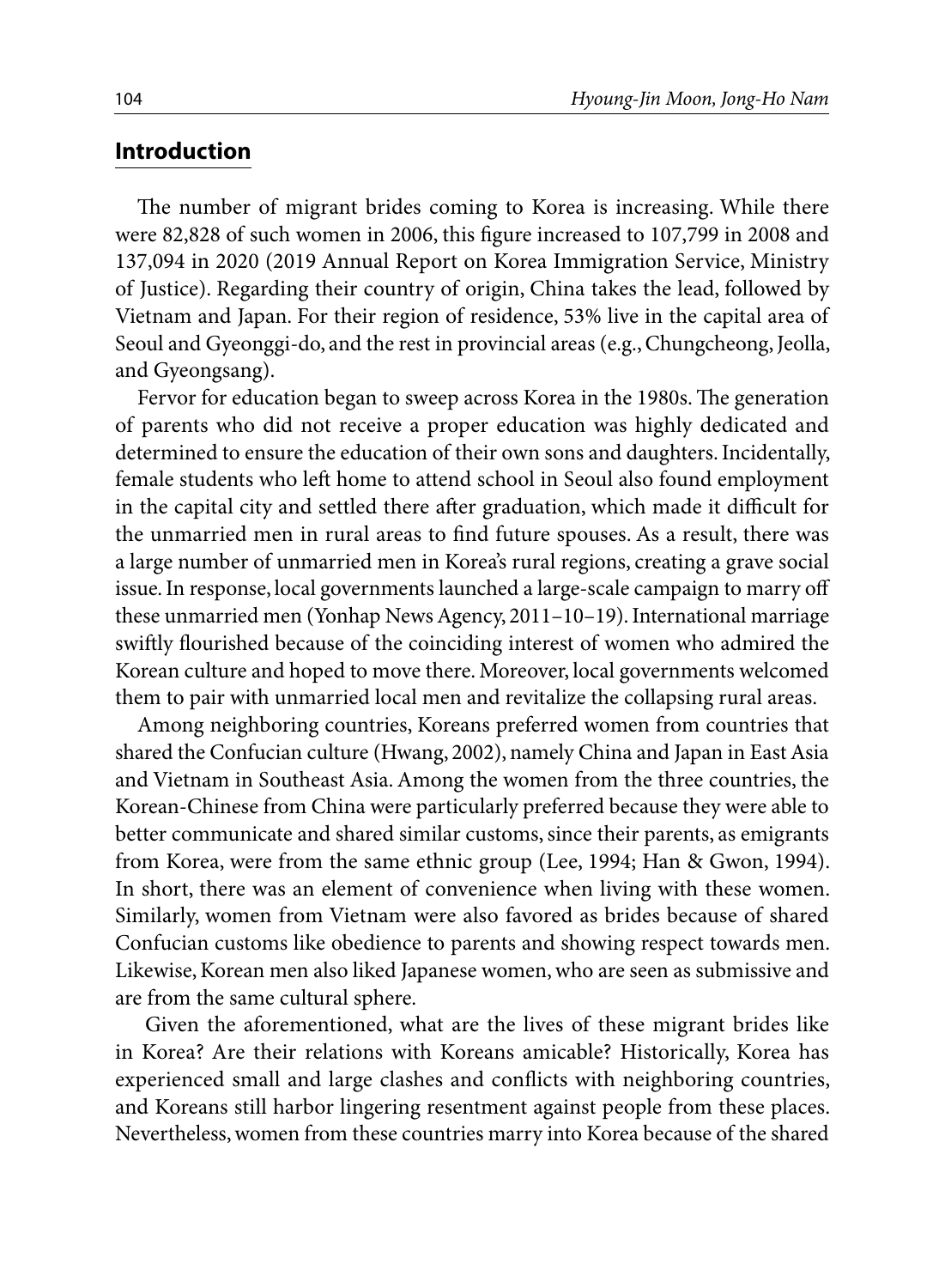## Introduction

The number of migrant brides coming to Korea is increasing. While there were 82,828 of such women in 2006, this figure increased to 107,799 in 2008 and 137,094 in 2020 (2019 Annual Report on Korea Immigration Service, Ministry of Justice). Regarding their country of origin, China takes the lead, followed by Vietnam and Japan. For their region of residence, 53% live in the capital area of Seoul and Gyeonggi-do, and the rest in provincial areas (e.g., Chungcheong, Jeolla, and Gyeongsang).

Fervor for education began to sweep across Korea in the 1980s. The generation of parents who did not receive a proper education was highly dedicated and determined to ensure the education of their own sons and daughters. Incidentally, female students who left home to attend school in Seoul also found employment in the capital city and settled there after graduation, which made it difficult for the unmarried men in rural areas to find future spouses. As a result, there was a large number of unmarried men in Korea's rural regions, creating a grave social issue. In response, local governments launched a large-scale campaign to marry off these unmarried men (Yonhap News Agency, 2011–10–19). International marriage swiftly flourished because of the coinciding interest of women who admired the Korean culture and hoped to move there. Moreover, local governments welcomed them to pair with unmarried local men and revitalize the collapsing rural areas.

Among neighboring countries, Koreans preferred women from countries that shared the Confucian culture (Hwang, 2002), namely China and Japan in East Asia and Vietnam in Southeast Asia. Among the women from the three countries, the Korean-Chinese from China were particularly preferred because they were able to better communicate and shared similar customs, since their parents, as emigrants from Korea, were from the same ethnic group (Lee, 1994; Han & Gwon, 1994). In short, there was an element of convenience when living with these women. Similarly, women from Vietnam were also favored as brides because of shared Confucian customs like obedience to parents and showing respect towards men. Likewise, Korean men also liked Japanese women, who are seen as submissive and are from the same cultural sphere.

Given the aforementioned, what are the lives of these migrant brides like in Korea? Are their relations with Koreans amicable? Historically, Korea has experienced small and large clashes and conflicts with neighboring countries, and Koreans still harbor lingering resentment against people from these places. Nevertheless, women from these countries marry into Korea because of the shared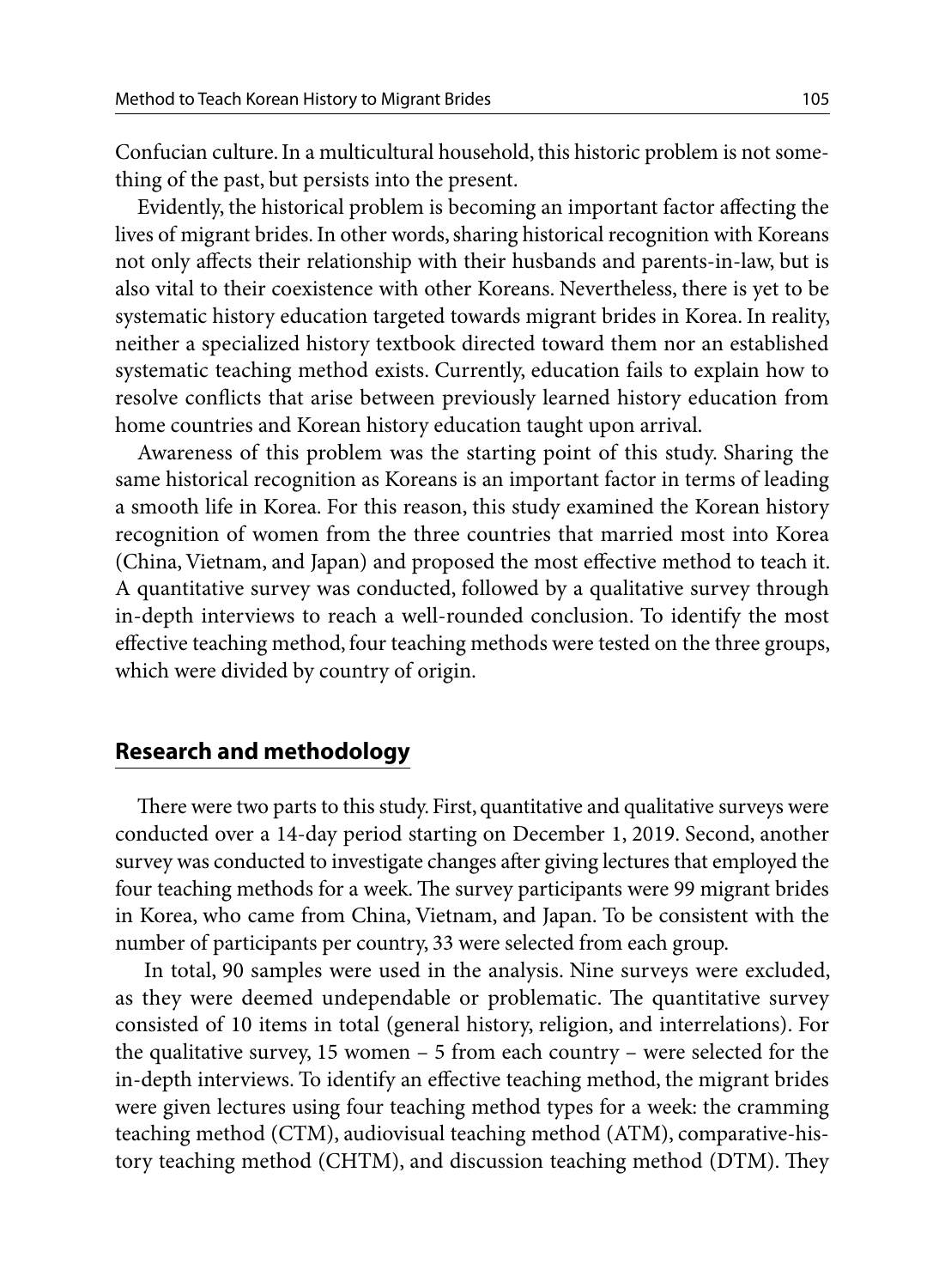Confucian culture. In a multicultural household, this historic problem is not something of the past, but persists into the present.

Evidently, the historical problem is becoming an important factor affecting the lives of migrant brides. In other words, sharing historical recognition with Koreans not only affects their relationship with their husbands and parents-in-law, but is also vital to their coexistence with other Koreans. Nevertheless, there is yet to be systematic history education targeted towards migrant brides in Korea. In reality, neither a specialized history textbook directed toward them nor an established systematic teaching method exists. Currently, education fails to explain how to resolve conflicts that arise between previously learned history education from home countries and Korean history education taught upon arrival.

Awareness of this problem was the starting point of this study. Sharing the same historical recognition as Koreans is an important factor in terms of leading a smooth life in Korea. For this reason, this study examined the Korean history recognition of women from the three countries that married most into Korea (China, Vietnam, and Japan) and proposed the most effective method to teach it. A quantitative survey was conducted, followed by a qualitative survey through in-depth interviews to reach a well-rounded conclusion. To identify the most effective teaching method, four teaching methods were tested on the three groups, which were divided by country of origin.

## Research and methodology

There were two parts to this study. First, quantitative and qualitative surveys were conducted over a 14-day period starting on December 1, 2019. Second, another survey was conducted to investigate changes after giving lectures that employed the four teaching methods for a week. The survey participants were 99 migrant brides in Korea, who came from China, Vietnam, and Japan. To be consistent with the number of participants per country, 33 were selected from each group.

In total, 90 samples were used in the analysis. Nine surveys were excluded, as they were deemed undependable or problematic. The quantitative survey consisted of 10 items in total (general history, religion, and interrelations). For the qualitative survey, 15 women – 5 from each country – were selected for the in-depth interviews. To identify an effective teaching method, the migrant brides were given lectures using four teaching method types for a week: the cramming teaching method (CTM), audiovisual teaching method (ATM), comparative-history teaching method (CHTM), and discussion teaching method (DTM). They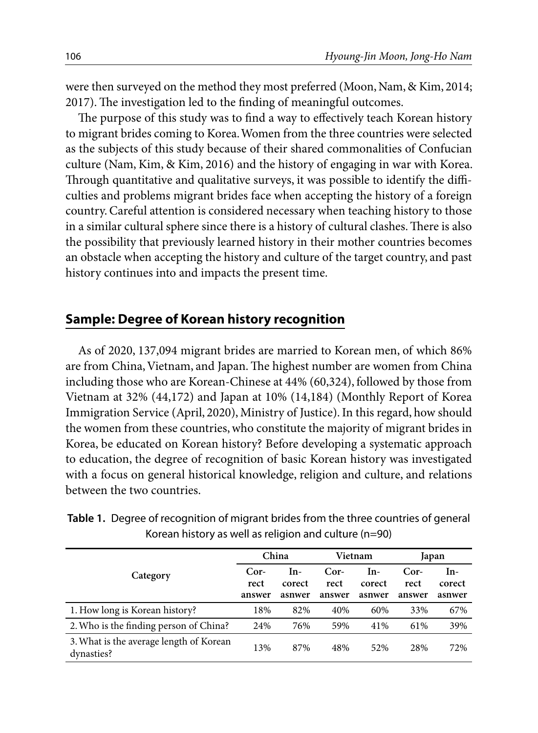were then surveyed on the method they most preferred (Moon, Nam, & Kim, 2014; 2017). The investigation led to the finding of meaningful outcomes.

The purpose of this study was to find a way to effectively teach Korean history to migrant brides coming to Korea. Women from the three countries were selected as the subjects of this study because of their shared commonalities of Confucian culture (Nam, Kim, & Kim, 2016) and the history of engaging in war with Korea. Through quantitative and qualitative surveys, it was possible to identify the difficulties and problems migrant brides face when accepting the history of a foreign country. Careful attention is considered necessary when teaching history to those in a similar cultural sphere since there is a history of cultural clashes. There is also the possibility that previously learned history in their mother countries becomes an obstacle when accepting the history and culture of the target country, and past history continues into and impacts the present time.

## Sample: Degree of Korean history recognition

As of 2020, 137,094 migrant brides are married to Korean men, of which 86% are from China, Vietnam, and Japan. The highest number are women from China including those who are Korean-Chinese at 44% (60,324), followed by those from Vietnam at 32% (44,172) and Japan at 10% (14,184) (Monthly Report of Korea Immigration Service (April, 2020), Ministry of Justice). In this regard, how should the women from these countries, who constitute the majority of migrant brides in Korea, be educated on Korean history? Before developing a systematic approach to education, the degree of recognition of basic Korean history was investigated with a focus on general historical knowledge, religion and culture, and relations between the two countries.

**Table 1.** Degree of recognition of migrant brides from the three countries of general Korean history as well as religion and culture (n=90)

| Category | China | | Vietnam | | Japan | |
|---|---|---|---|---|---|---|
| | Correct answer | Incorect asnwer | Correct answer | Incorect asnwer | Correct answer | Incorect asnwer |
| 1. How long is Korean history? | 18% | 82% | 40% | 60% | 33% | 67% |
| 2. Who is the finding person of China? | 24% | 76% | 59% | 41% | 61% | 39% |
| 3. What is the average length of Korean dynasties? | 13% | 87% | 48% | 52% | 28% | 72% |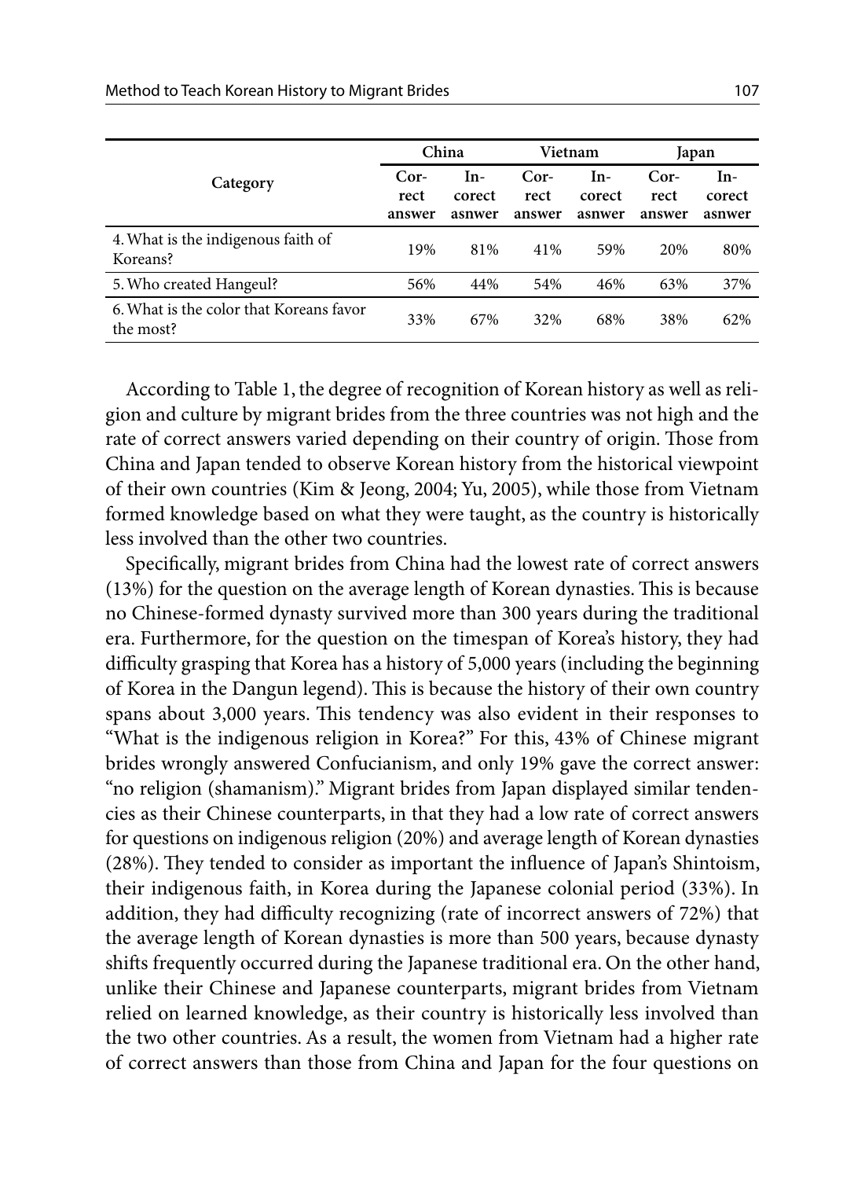| Category | China | | Vietnam | | Japan | |
|---|---|---|---|---|---|---|
| | Correct answer | Incorect asnwer | Correct answer | Incorect asnwer | Correct answer | Incorect asnwer |
| 4. What is the indigenous faith of Koreans? | 19% | 81% | 41% | 59% | 20% | 80% |
| 5. Who created Hangeul? | 56% | 44% | 54% | 46% | 63% | 37% |
| 6. What is the color that Koreans favor the most? | 33% | 67% | 32% | 68% | 38% | 62% |

According to Table 1, the degree of recognition of Korean history as well as religion and culture by migrant brides from the three countries was not high and the rate of correct answers varied depending on their country of origin. Those from China and Japan tended to observe Korean history from the historical viewpoint of their own countries (Kim & Jeong, 2004; Yu, 2005), while those from Vietnam formed knowledge based on what they were taught, as the country is historically less involved than the other two countries.

Specifically, migrant brides from China had the lowest rate of correct answers (13%) for the question on the average length of Korean dynasties. This is because no Chinese-formed dynasty survived more than 300 years during the traditional era. Furthermore, for the question on the timespan of Korea's history, they had difficulty grasping that Korea has a history of 5,000 years (including the beginning of Korea in the Dangun legend). This is because the history of their own country spans about 3,000 years. This tendency was also evident in their responses to "What is the indigenous religion in Korea?" For this, 43% of Chinese migrant brides wrongly answered Confucianism, and only 19% gave the correct answer: "no religion (shamanism)." Migrant brides from Japan displayed similar tendencies as their Chinese counterparts, in that they had a low rate of correct answers for questions on indigenous religion (20%) and average length of Korean dynasties (28%). They tended to consider as important the influence of Japan's Shintoism, their indigenous faith, in Korea during the Japanese colonial period (33%). In addition, they had difficulty recognizing (rate of incorrect answers of 72%) that the average length of Korean dynasties is more than 500 years, because dynasty shifts frequently occurred during the Japanese traditional era. On the other hand, unlike their Chinese and Japanese counterparts, migrant brides from Vietnam relied on learned knowledge, as their country is historically less involved than the two other countries. As a result, the women from Vietnam had a higher rate of correct answers than those from China and Japan for the four questions on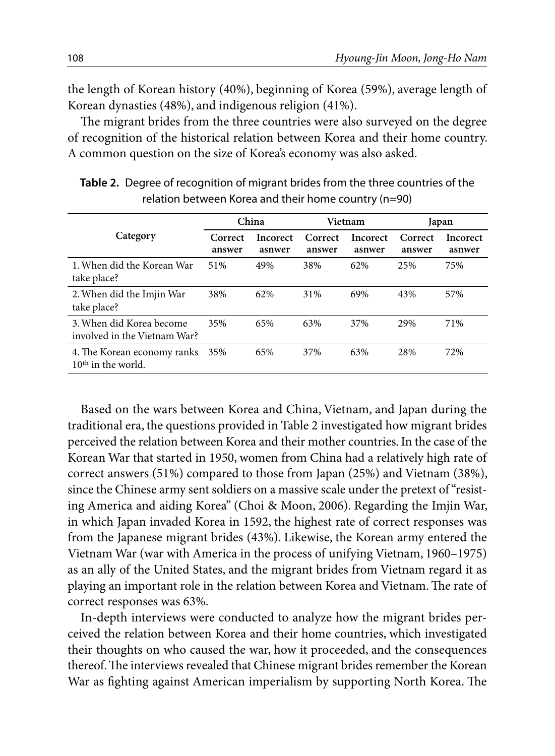the length of Korean history (40%), beginning of Korea (59%), average length of Korean dynasties (48%), and indigenous religion (41%).

The migrant brides from the three countries were also surveyed on the degree of recognition of the historical relation between Korea and their home country. A common question on the size of Korea's economy was also asked.

**Table 2.** Degree of recognition of migrant brides from the three countries of the relation between Korea and their home country (n=90)

| Category | China | | Vietnam | | Japan | |
|---|---|---|---|---|---|---|
| | Correct answer | Incorect asnwer | Correct answer | Incorect asnwer | Correct answer | Incorect asnwer |
| 1. When did the Korean War take place? | 51% | 49% | 38% | 62% | 25% | 75% |
| 2. When did the Imjin War take place? | 38% | 62% | 31% | 69% | 43% | 57% |
| 3. When did Korea become involved in the Vietnam War? | 35% | 65% | 63% | 37% | 29% | 71% |
| 4. The Korean economy ranks 10th in the world. | 35% | 65% | 37% | 63% | 28% | 72% |

Based on the wars between Korea and China, Vietnam, and Japan during the traditional era, the questions provided in Table 2 investigated how migrant brides perceived the relation between Korea and their mother countries. In the case of the Korean War that started in 1950, women from China had a relatively high rate of correct answers (51%) compared to those from Japan (25%) and Vietnam (38%), since the Chinese army sent soldiers on a massive scale under the pretext of "resisting America and aiding Korea" (Choi & Moon, 2006). Regarding the Imjin War, in which Japan invaded Korea in 1592, the highest rate of correct responses was from the Japanese migrant brides (43%). Likewise, the Korean army entered the Vietnam War (war with America in the process of unifying Vietnam, 1960–1975) as an ally of the United States, and the migrant brides from Vietnam regard it as playing an important role in the relation between Korea and Vietnam. The rate of correct responses was 63%.

In-depth interviews were conducted to analyze how the migrant brides perceived the relation between Korea and their home countries, which investigated their thoughts on who caused the war, how it proceeded, and the consequences thereof. The interviews revealed that Chinese migrant brides remember the Korean War as fighting against American imperialism by supporting North Korea. The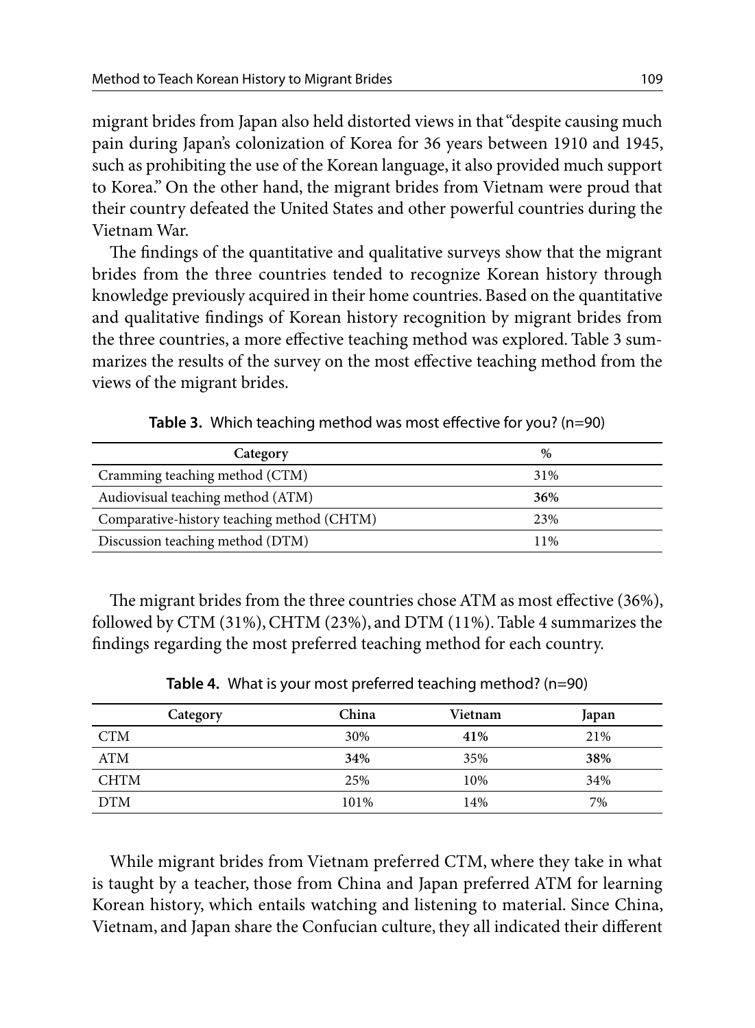migrant brides from Japan also held distorted views in that "despite causing much pain during Japan's colonization of Korea for 36 years between 1910 and 1945, such as prohibiting the use of the Korean language, it also provided much support to Korea." On the other hand, the migrant brides from Vietnam were proud that their country defeated the United States and other powerful countries during the Vietnam War.

The findings of the quantitative and qualitative surveys show that the migrant brides from the three countries tended to recognize Korean history through knowledge previously acquired in their home countries. Based on the quantitative and qualitative findings of Korean history recognition by migrant brides from the three countries, a more effective teaching method was explored. Table 3 summarizes the results of the survey on the most effective teaching method from the views of the migrant brides.

**Table 3.** Which teaching method was most effective for you? (n=90)

| Category | % |
|---|---|
| Cramming teaching method (CTM) | 31% |
| Audiovisual teaching method (ATM) | **36%** |
| Comparative-history teaching method (CHTM) | 23% |
| Discussion teaching method (DTM) | 11% |

The migrant brides from the three countries chose ATM as most effective (36%), followed by CTM (31%), CHTM (23%), and DTM (11%). Table 4 summarizes the findings regarding the most preferred teaching method for each country.

**Table 4.** What is your most preferred teaching method? (n=90)

| Category | China | Vietnam | Japan |
|---|---|---|---|
| CTM | 30% | **41%** | 21% |
| ATM | **34%** | 35% | **38%** |
| CHTM | 25% | 10% | 34% |
| DTM | 101% | 14% | 7% |

While migrant brides from Vietnam preferred CTM, where they take in what is taught by a teacher, those from China and Japan preferred ATM for learning Korean history, which entails watching and listening to material. Since China, Vietnam, and Japan share the Confucian culture, they all indicated their different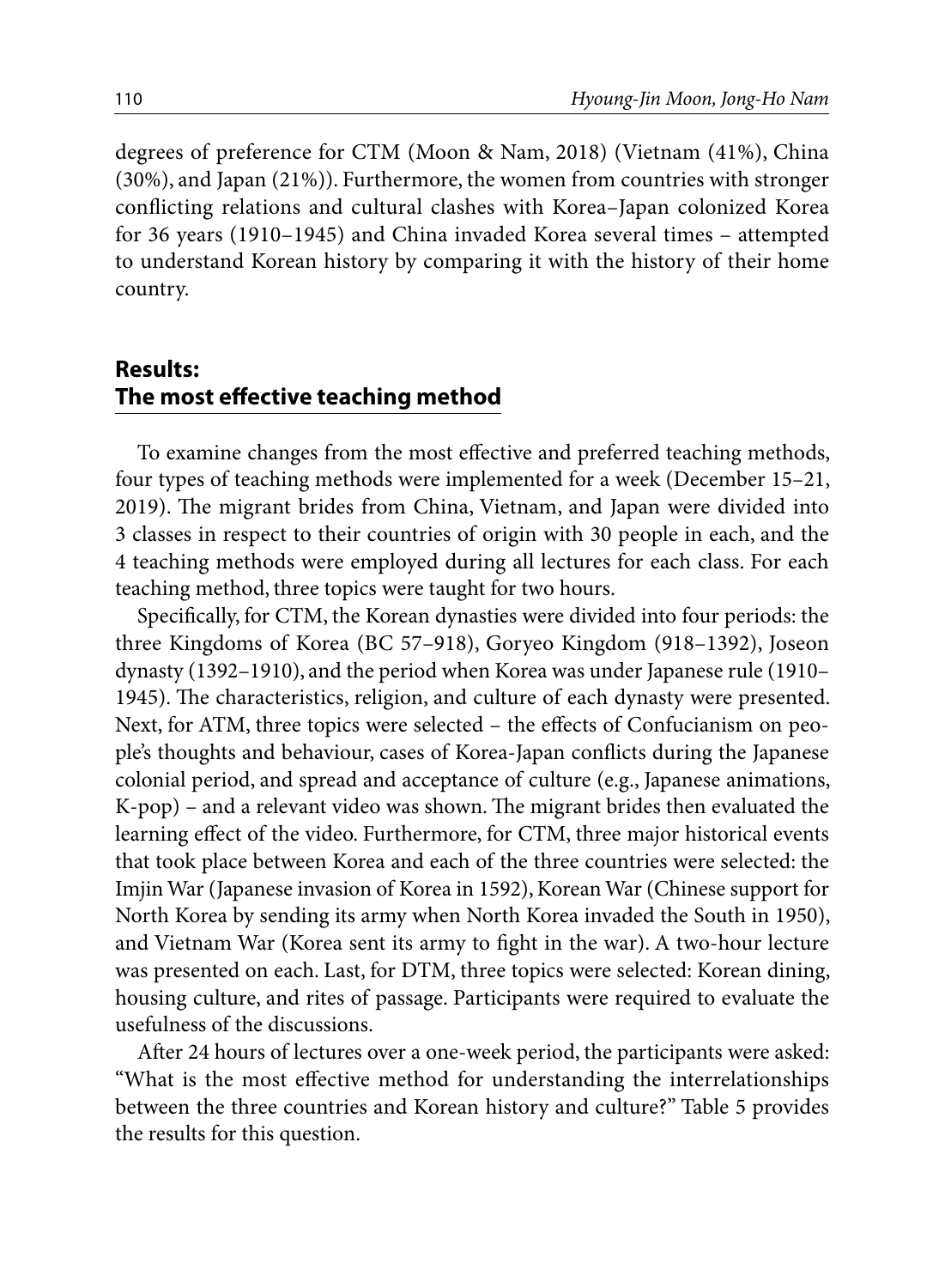degrees of preference for CTM (Moon & Nam, 2018) (Vietnam (41%), China (30%), and Japan (21%)). Furthermore, the women from countries with stronger conflicting relations and cultural clashes with Korea–Japan colonized Korea for 36 years (1910–1945) and China invaded Korea several times – attempted to understand Korean history by comparing it with the history of their home country.

## Results: The most effective teaching method

To examine changes from the most effective and preferred teaching methods, four types of teaching methods were implemented for a week (December 15–21, 2019). The migrant brides from China, Vietnam, and Japan were divided into 3 classes in respect to their countries of origin with 30 people in each, and the 4 teaching methods were employed during all lectures for each class. For each teaching method, three topics were taught for two hours.

Specifically, for CTM, the Korean dynasties were divided into four periods: the three Kingdoms of Korea (BC 57–918), Goryeo Kingdom (918–1392), Joseon dynasty (1392–1910), and the period when Korea was under Japanese rule (1910–1945). The characteristics, religion, and culture of each dynasty were presented. Next, for ATM, three topics were selected – the effects of Confucianism on people's thoughts and behaviour, cases of Korea-Japan conflicts during the Japanese colonial period, and spread and acceptance of culture (e.g., Japanese animations, K-pop) – and a relevant video was shown. The migrant brides then evaluated the learning effect of the video. Furthermore, for CTM, three major historical events that took place between Korea and each of the three countries were selected: the Imjin War (Japanese invasion of Korea in 1592), Korean War (Chinese support for North Korea by sending its army when North Korea invaded the South in 1950), and Vietnam War (Korea sent its army to fight in the war). A two-hour lecture was presented on each. Last, for DTM, three topics were selected: Korean dining, housing culture, and rites of passage. Participants were required to evaluate the usefulness of the discussions.

After 24 hours of lectures over a one-week period, the participants were asked: "What is the most effective method for understanding the interrelationships between the three countries and Korean history and culture?" Table 5 provides the results for this question.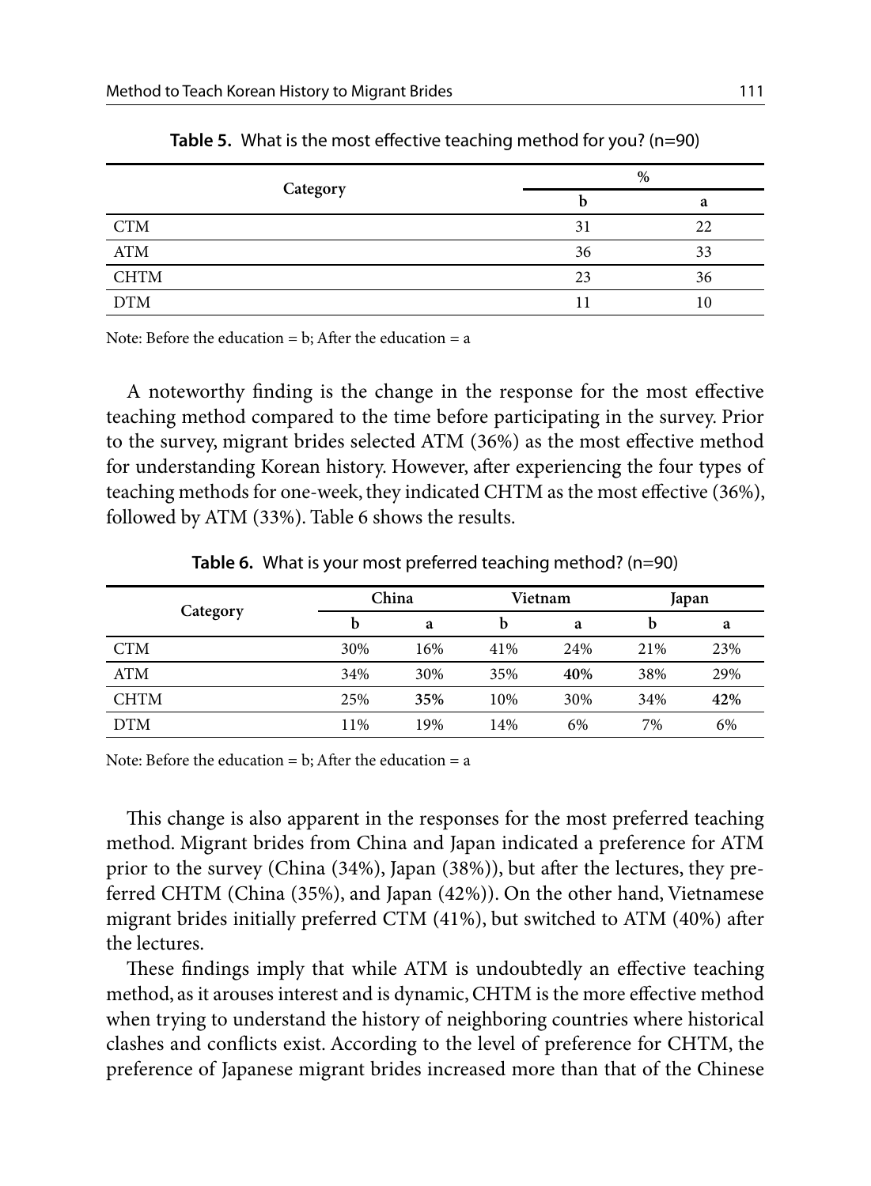**Table 5.** What is the most effective teaching method for you? (n=90)

| Category | % | |
|---|---|---|
| | b | a |
| CTM | 31 | 22 |
| ATM | 36 | 33 |
| CHTM | 23 | 36 |
| DTM | 11 | 10 |

Note: Before the education = b; After the education = a

A noteworthy finding is the change in the response for the most effective teaching method compared to the time before participating in the survey. Prior to the survey, migrant brides selected ATM (36%) as the most effective method for understanding Korean history. However, after experiencing the four types of teaching methods for one-week, they indicated CHTM as the most effective (36%), followed by ATM (33%). Table 6 shows the results.

**Table 6.** What is your most preferred teaching method? (n=90)

| Category | China | | Vietnam | | Japan | |
|---|---|---|---|---|---|---|
| | b | a | b | a | b | a |
| CTM | 30% | 16% | 41% | 24% | 21% | 23% |
| ATM | 34% | 30% | 35% | **40%** | 38% | 29% |
| CHTM | 25% | **35%** | 10% | 30% | 34% | **42%** |
| DTM | 11% | 19% | 14% | 6% | 7% | 6% |

Note: Before the education = b; After the education = a

This change is also apparent in the responses for the most preferred teaching method. Migrant brides from China and Japan indicated a preference for ATM prior to the survey (China (34%), Japan (38%)), but after the lectures, they preferred CHTM (China (35%), and Japan (42%)). On the other hand, Vietnamese migrant brides initially preferred CTM (41%), but switched to ATM (40%) after the lectures.

These findings imply that while ATM is undoubtedly an effective teaching method, as it arouses interest and is dynamic, CHTM is the more effective method when trying to understand the history of neighboring countries where historical clashes and conflicts exist. According to the level of preference for CHTM, the preference of Japanese migrant brides increased more than that of the Chinese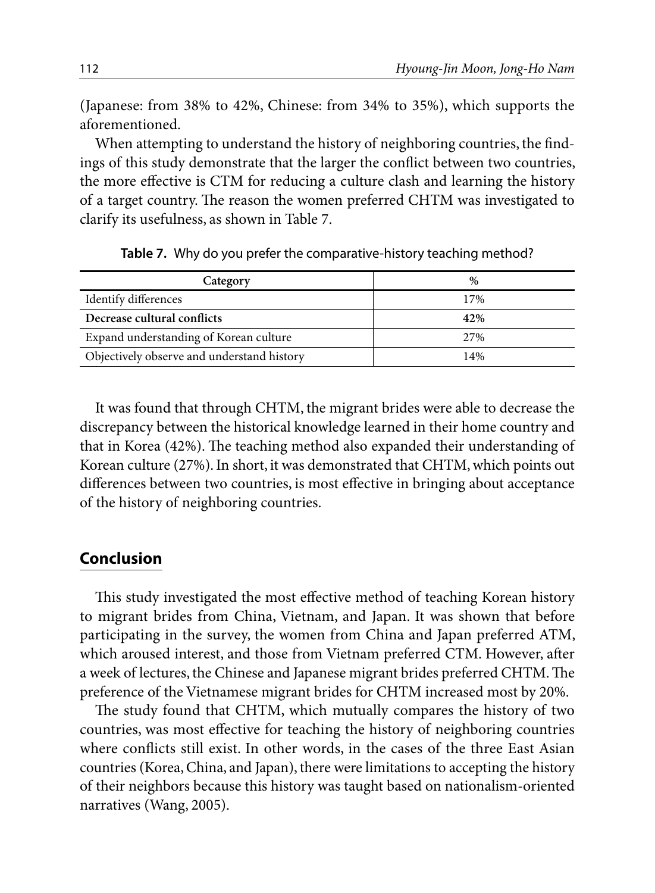(Japanese: from 38% to 42%, Chinese: from 34% to 35%), which supports the aforementioned.

When attempting to understand the history of neighboring countries, the findings of this study demonstrate that the larger the conflict between two countries, the more effective is CTM for reducing a culture clash and learning the history of a target country. The reason the women preferred CHTM was investigated to clarify its usefulness, as shown in Table 7.

**Table 7.** Why do you prefer the comparative-history teaching method?

| Category | % |
| --- | --- |
| Identify differences | 17% |
| **Decrease cultural conflicts** | **42%** |
| Expand understanding of Korean culture | 27% |
| Objectively observe and understand history | 14% |

It was found that through CHTM, the migrant brides were able to decrease the discrepancy between the historical knowledge learned in their home country and that in Korea (42%). The teaching method also expanded their understanding of Korean culture (27%). In short, it was demonstrated that CHTM, which points out differences between two countries, is most effective in bringing about acceptance of the history of neighboring countries.

## Conclusion

This study investigated the most effective method of teaching Korean history to migrant brides from China, Vietnam, and Japan. It was shown that before participating in the survey, the women from China and Japan preferred ATM, which aroused interest, and those from Vietnam preferred CTM. However, after a week of lectures, the Chinese and Japanese migrant brides preferred CHTM. The preference of the Vietnamese migrant brides for CHTM increased most by 20%.

The study found that CHTM, which mutually compares the history of two countries, was most effective for teaching the history of neighboring countries where conflicts still exist. In other words, in the cases of the three East Asian countries (Korea, China, and Japan), there were limitations to accepting the history of their neighbors because this history was taught based on nationalism-oriented narratives (Wang, 2005).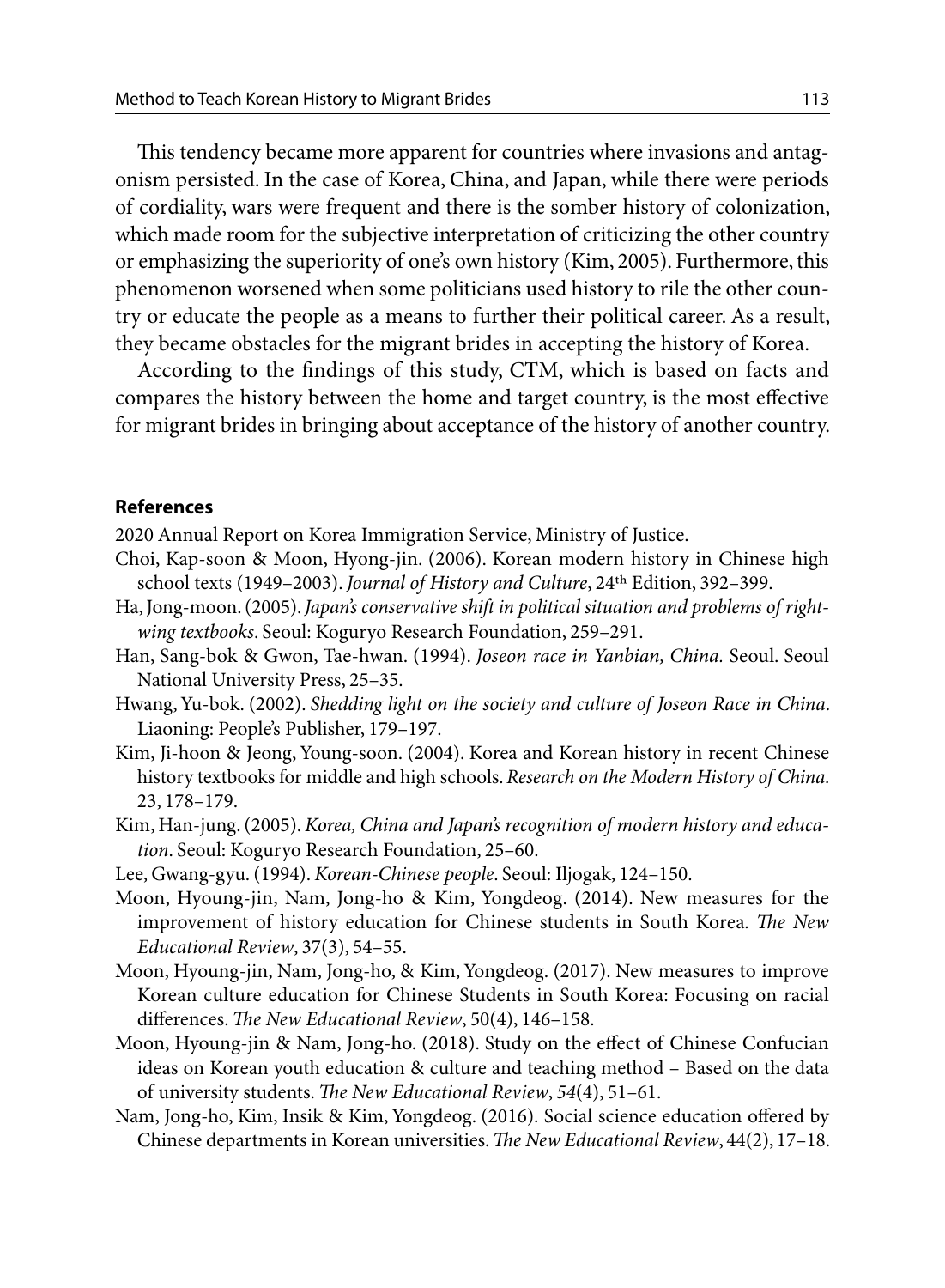This tendency became more apparent for countries where invasions and antagonism persisted. In the case of Korea, China, and Japan, while there were periods of cordiality, wars were frequent and there is the somber history of colonization, which made room for the subjective interpretation of criticizing the other country or emphasizing the superiority of one's own history (Kim, 2005). Furthermore, this phenomenon worsened when some politicians used history to rile the other country or educate the people as a means to further their political career. As a result, they became obstacles for the migrant brides in accepting the history of Korea.

According to the findings of this study, CTM, which is based on facts and compares the history between the home and target country, is the most effective for migrant brides in bringing about acceptance of the history of another country.

## References

2020 Annual Report on Korea Immigration Service, Ministry of Justice.

Choi, Kap-soon & Moon, Hyong-jin. (2006). Korean modern history in Chinese high school texts (1949–2003). *Journal of History and Culture*, 24th Edition, 392–399.

Ha, Jong-moon. (2005). *Japan's conservative shift in political situation and problems of right-wing textbooks*. Seoul: Koguryo Research Foundation, 259–291.

Han, Sang-bok & Gwon, Tae-hwan. (1994). *Joseon race in Yanbian, China.* Seoul. Seoul National University Press, 25–35.

Hwang, Yu-bok. (2002). *Shedding light on the society and culture of Joseon Race in China*. Liaoning: People's Publisher, 179–197.

Kim, Ji-hoon & Jeong, Young-soon. (2004). Korea and Korean history in recent Chinese history textbooks for middle and high schools. *Research on the Modern History of China.* 23, 178–179.

Kim, Han-jung. (2005). *Korea, China and Japan's recognition of modern history and education*. Seoul: Koguryo Research Foundation, 25–60.

Lee, Gwang-gyu. (1994). *Korean-Chinese people*. Seoul: Iljogak, 124–150.

Moon, Hyoung-jin, Nam, Jong-ho & Kim, Yongdeog. (2014). New measures for the improvement of history education for Chinese students in South Korea. *The New Educational Review*, 37(3), 54–55.

Moon, Hyoung-jin, Nam, Jong-ho, & Kim, Yongdeog. (2017). New measures to improve Korean culture education for Chinese Students in South Korea: Focusing on racial differences. *The New Educational Review*, 50(4), 146–158.

Moon, Hyoung-jin & Nam, Jong-ho. (2018). Study on the effect of Chinese Confucian ideas on Korean youth education & culture and teaching method – Based on the data of university students. *The New Educational Review*, *54*(4), 51–61.

Nam, Jong-ho, Kim, Insik & Kim, Yongdeog. (2016). Social science education offered by Chinese departments in Korean universities. *The New Educational Review*, 44(2), 17–18.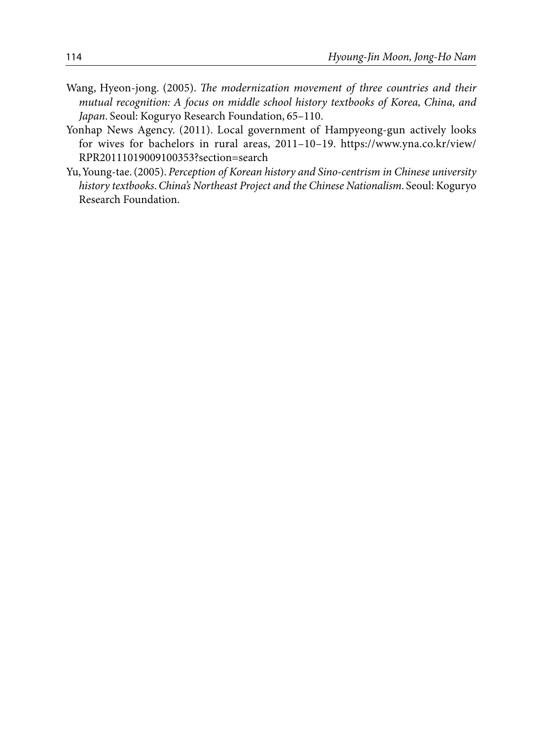Wang, Hyeon-jong. (2005). *The modernization movement of three countries and their mutual recognition: A focus on middle school history textbooks of Korea, China, and Japan*. Seoul: Koguryo Research Foundation, 65–110.

Yonhap News Agency. (2011). Local government of Hampyeong-gun actively looks for wives for bachelors in rural areas, 2011–10–19. https://www.yna.co.kr/view/RPR20111019009100353?section=search

Yu, Young-tae. (2005). *Perception of Korean history and Sino-centrism in Chinese university history textbooks*. *China's Northeast Project and the Chinese Nationalism*. Seoul: Koguryo Research Foundation.